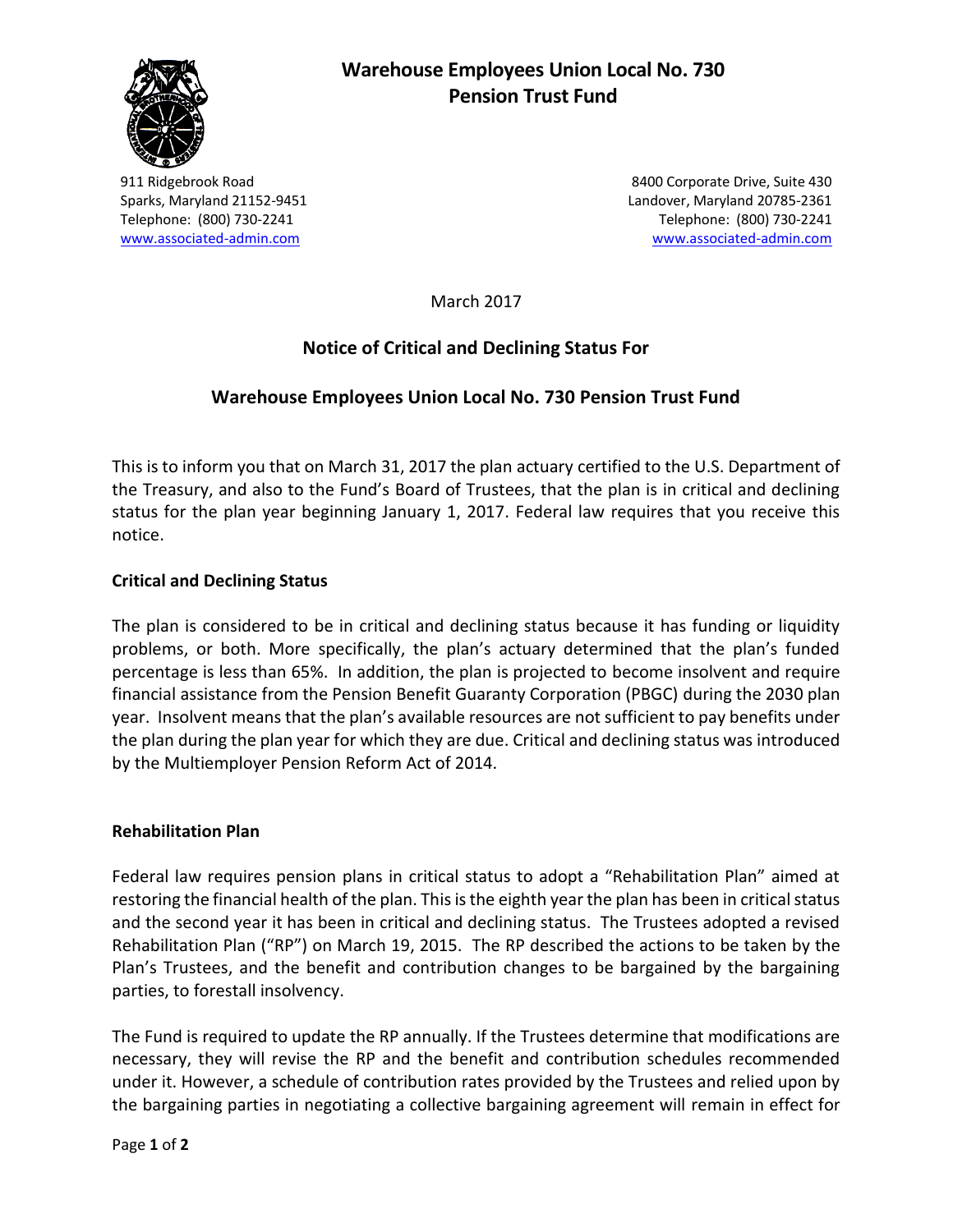# Warehouse Employees Union Local No. 730 Pension Trust Fund

911 Ridgebrook Road
Sparks, Maryland 21152-9451
Telephone: (800) 730-2241
www.associated-admin.com

8400 Corporate Drive, Suite 430
Landover, Maryland 20785-2361
Telephone: (800) 730-2241
www.associated-admin.com

March 2017

## Notice of Critical and Declining Status For

## Warehouse Employees Union Local No. 730 Pension Trust Fund

This is to inform you that on March 31, 2017 the plan actuary certified to the U.S. Department of the Treasury, and also to the Fund's Board of Trustees, that the plan is in critical and declining status for the plan year beginning January 1, 2017. Federal law requires that you receive this notice.

### Critical and Declining Status

The plan is considered to be in critical and declining status because it has funding or liquidity problems, or both. More specifically, the plan's actuary determined that the plan's funded percentage is less than 65%. In addition, the plan is projected to become insolvent and require financial assistance from the Pension Benefit Guaranty Corporation (PBGC) during the 2030 plan year. Insolvent means that the plan's available resources are not sufficient to pay benefits under the plan during the plan year for which they are due. Critical and declining status was introduced by the Multiemployer Pension Reform Act of 2014.

### Rehabilitation Plan

Federal law requires pension plans in critical status to adopt a "Rehabilitation Plan" aimed at restoring the financial health of the plan. This is the eighth year the plan has been in critical status and the second year it has been in critical and declining status. The Trustees adopted a revised Rehabilitation Plan ("RP") on March 19, 2015. The RP described the actions to be taken by the Plan's Trustees, and the benefit and contribution changes to be bargained by the bargaining parties, to forestall insolvency.

The Fund is required to update the RP annually. If the Trustees determine that modifications are necessary, they will revise the RP and the benefit and contribution schedules recommended under it. However, a schedule of contribution rates provided by the Trustees and relied upon by the bargaining parties in negotiating a collective bargaining agreement will remain in effect for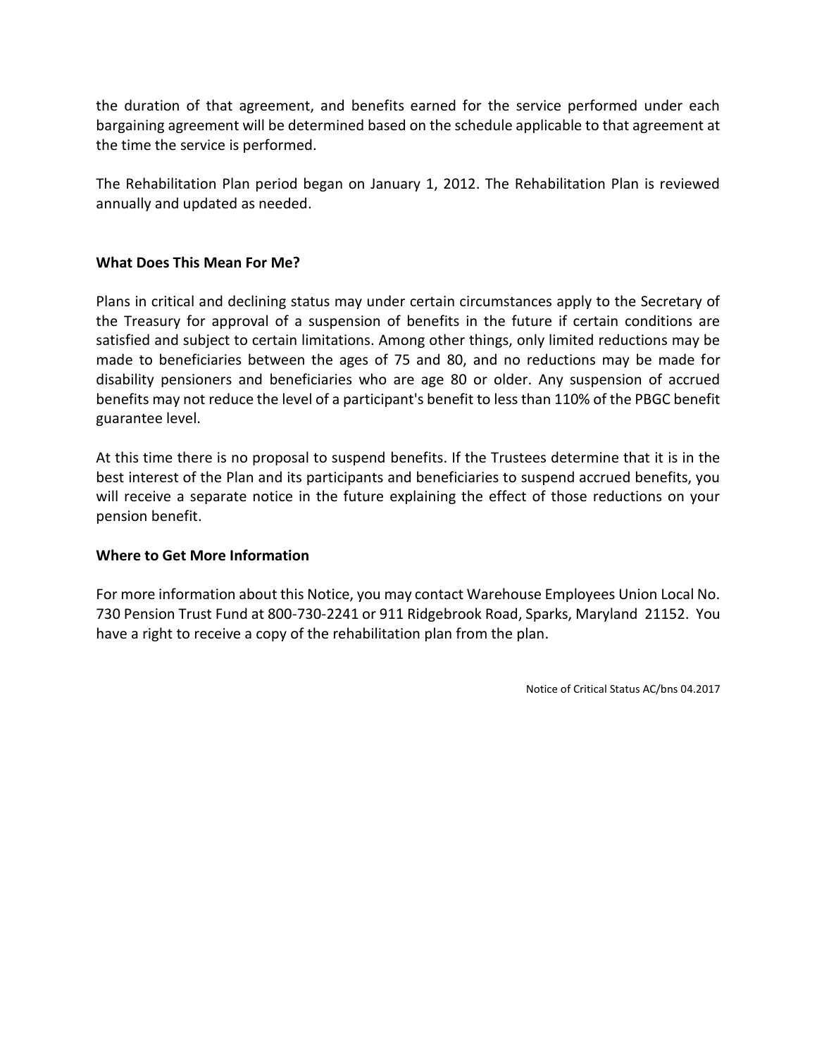the duration of that agreement, and benefits earned for the service performed under each bargaining agreement will be determined based on the schedule applicable to that agreement at the time the service is performed.

The Rehabilitation Plan period began on January 1, 2012. The Rehabilitation Plan is reviewed annually and updated as needed.

**What Does This Mean For Me?**

Plans in critical and declining status may under certain circumstances apply to the Secretary of the Treasury for approval of a suspension of benefits in the future if certain conditions are satisfied and subject to certain limitations. Among other things, only limited reductions may be made to beneficiaries between the ages of 75 and 80, and no reductions may be made for disability pensioners and beneficiaries who are age 80 or older. Any suspension of accrued benefits may not reduce the level of a participant's benefit to less than 110% of the PBGC benefit guarantee level.

At this time there is no proposal to suspend benefits. If the Trustees determine that it is in the best interest of the Plan and its participants and beneficiaries to suspend accrued benefits, you will receive a separate notice in the future explaining the effect of those reductions on your pension benefit.

**Where to Get More Information**

For more information about this Notice, you may contact Warehouse Employees Union Local No. 730 Pension Trust Fund at 800-730-2241 or 911 Ridgebrook Road, Sparks, Maryland 21152. You have a right to receive a copy of the rehabilitation plan from the plan.

Notice of Critical Status AC/bns 04.2017